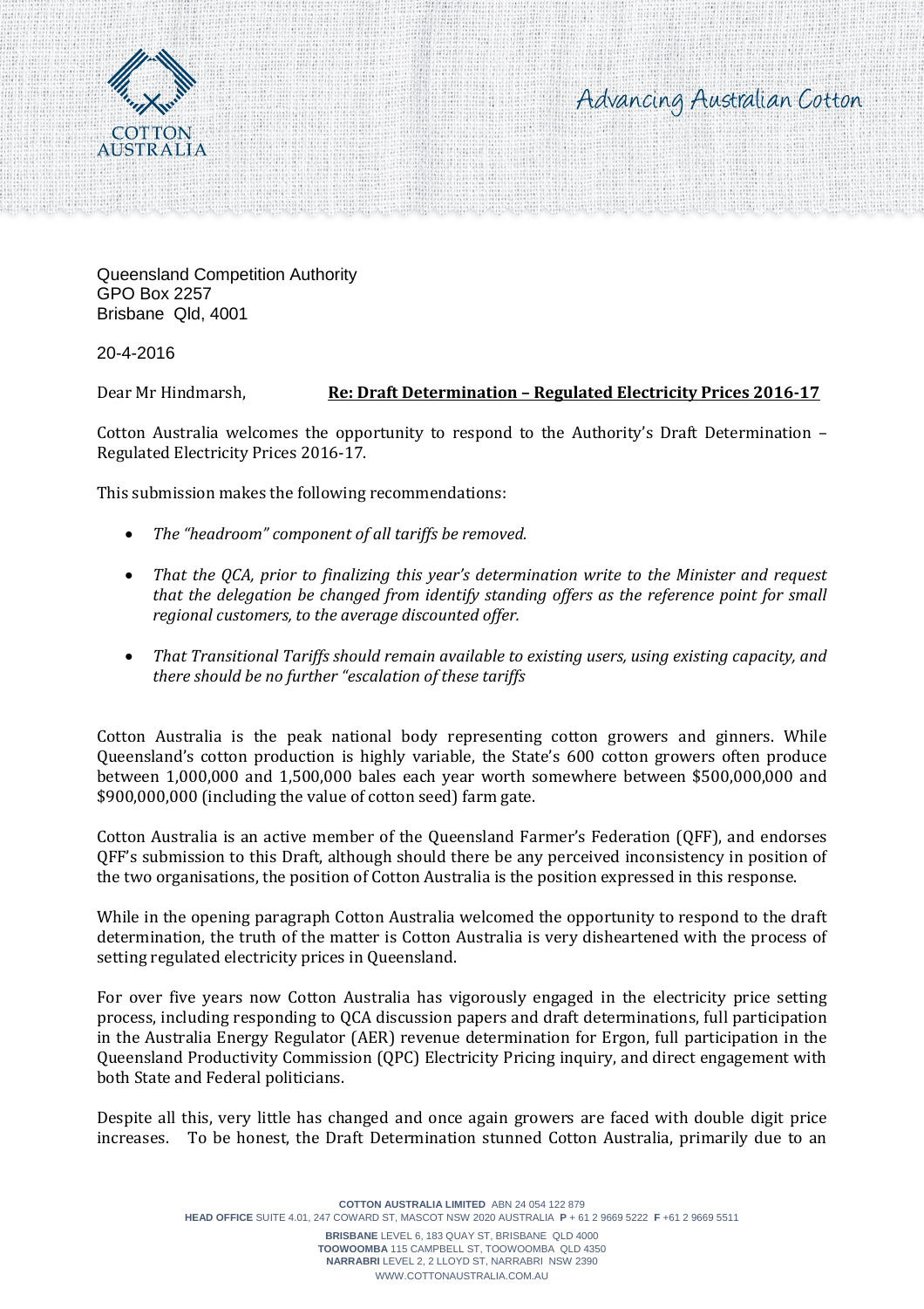Queensland Competition Authority
GPO Box 2257
Brisbane Qld, 4001

20-4-2016

Dear Mr Hindmarsh, **Re: Draft Determination – Regulated Electricity Prices 2016-17**

Cotton Australia welcomes the opportunity to respond to the Authority's Draft Determination – Regulated Electricity Prices 2016-17.

This submission makes the following recommendations:

- *The "headroom" component of all tariffs be removed.*
- *That the QCA, prior to finalizing this year's determination write to the Minister and request that the delegation be changed from identify standing offers as the reference point for small regional customers, to the average discounted offer.*
- *That Transitional Tariffs should remain available to existing users, using existing capacity, and there should be no further "escalation of these tariffs*

Cotton Australia is the peak national body representing cotton growers and ginners. While Queensland's cotton production is highly variable, the State's 600 cotton growers often produce between 1,000,000 and 1,500,000 bales each year worth somewhere between $500,000,000 and $900,000,000 (including the value of cotton seed) farm gate.

Cotton Australia is an active member of the Queensland Farmer's Federation (QFF), and endorses QFF's submission to this Draft, although should there be any perceived inconsistency in position of the two organisations, the position of Cotton Australia is the position expressed in this response.

While in the opening paragraph Cotton Australia welcomed the opportunity to respond to the draft determination, the truth of the matter is Cotton Australia is very disheartened with the process of setting regulated electricity prices in Queensland.

For over five years now Cotton Australia has vigorously engaged in the electricity price setting process, including responding to QCA discussion papers and draft determinations, full participation in the Australia Energy Regulator (AER) revenue determination for Ergon, full participation in the Queensland Productivity Commission (QPC) Electricity Pricing inquiry, and direct engagement with both State and Federal politicians.

Despite all this, very little has changed and once again growers are faced with double digit price increases. To be honest, the Draft Determination stunned Cotton Australia, primarily due to an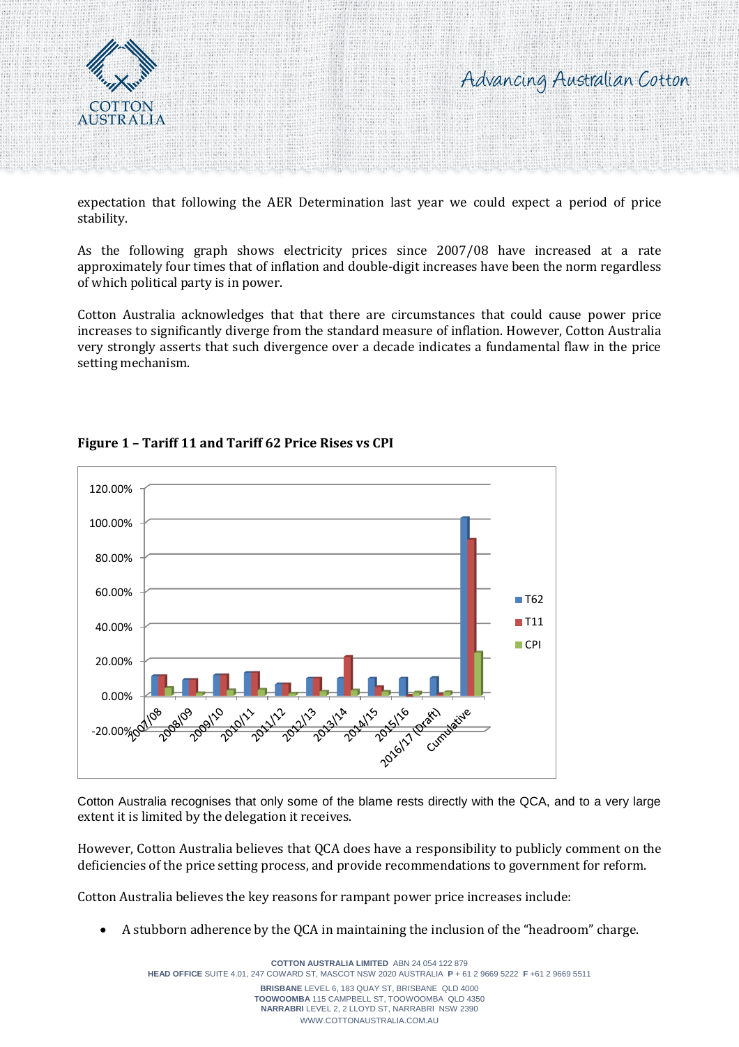expectation that following the AER Determination last year we could expect a period of price stability.

As the following graph shows electricity prices since 2007/08 have increased at a rate approximately four times that of inflation and double-digit increases have been the norm regardless of which political party is in power.

Cotton Australia acknowledges that that there are circumstances that could cause power price increases to significantly diverge from the standard measure of inflation. However, Cotton Australia very strongly asserts that such divergence over a decade indicates a fundamental flaw in the price setting mechanism.

**Figure 1 – Tariff 11 and Tariff 62 Price Rises vs CPI**

Cotton Australia recognises that only some of the blame rests directly with the QCA, and to a very large extent it is limited by the delegation it receives.

However, Cotton Australia believes that QCA does have a responsibility to publicly comment on the deficiencies of the price setting process, and provide recommendations to government for reform.

Cotton Australia believes the key reasons for rampant power price increases include:

- A stubborn adherence by the QCA in maintaining the inclusion of the "headroom" charge.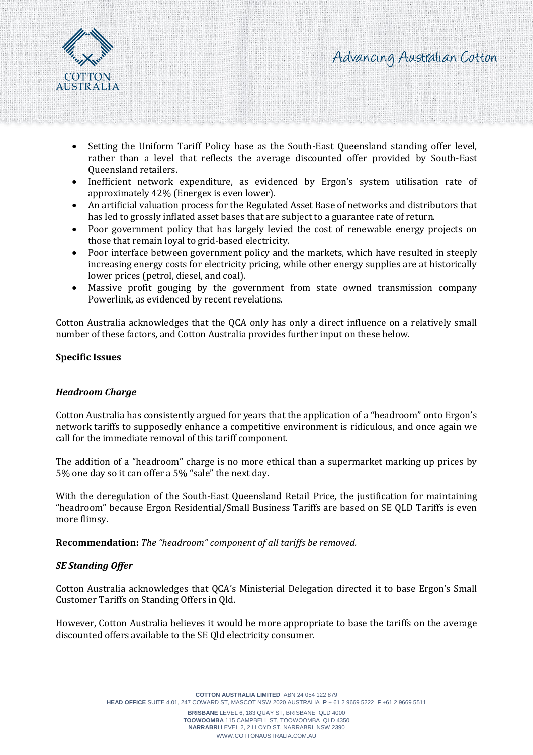- Setting the Uniform Tariff Policy base as the South-East Queensland standing offer level, rather than a level that reflects the average discounted offer provided by South-East Queensland retailers.
- Inefficient network expenditure, as evidenced by Ergon's system utilisation rate of approximately 42% (Energex is even lower).
- An artificial valuation process for the Regulated Asset Base of networks and distributors that has led to grossly inflated asset bases that are subject to a guarantee rate of return.
- Poor government policy that has largely levied the cost of renewable energy projects on those that remain loyal to grid-based electricity.
- Poor interface between government policy and the markets, which have resulted in steeply increasing energy costs for electricity pricing, while other energy supplies are at historically lower prices (petrol, diesel, and coal).
- Massive profit gouging by the government from state owned transmission company Powerlink, as evidenced by recent revelations.

Cotton Australia acknowledges that the QCA only has only a direct influence on a relatively small number of these factors, and Cotton Australia provides further input on these below.

**Specific Issues**

***Headroom Charge***

Cotton Australia has consistently argued for years that the application of a "headroom" onto Ergon's network tariffs to supposedly enhance a competitive environment is ridiculous, and once again we call for the immediate removal of this tariff component.

The addition of a "headroom" charge is no more ethical than a supermarket marking up prices by 5% one day so it can offer a 5% "sale" the next day.

With the deregulation of the South-East Queensland Retail Price, the justification for maintaining "headroom" because Ergon Residential/Small Business Tariffs are based on SE QLD Tariffs is even more flimsy.

**Recommendation:** *The "headroom" component of all tariffs be removed.*

***SE Standing Offer***

Cotton Australia acknowledges that QCA's Ministerial Delegation directed it to base Ergon's Small Customer Tariffs on Standing Offers in Qld.

However, Cotton Australia believes it would be more appropriate to base the tariffs on the average discounted offers available to the SE Qld electricity consumer.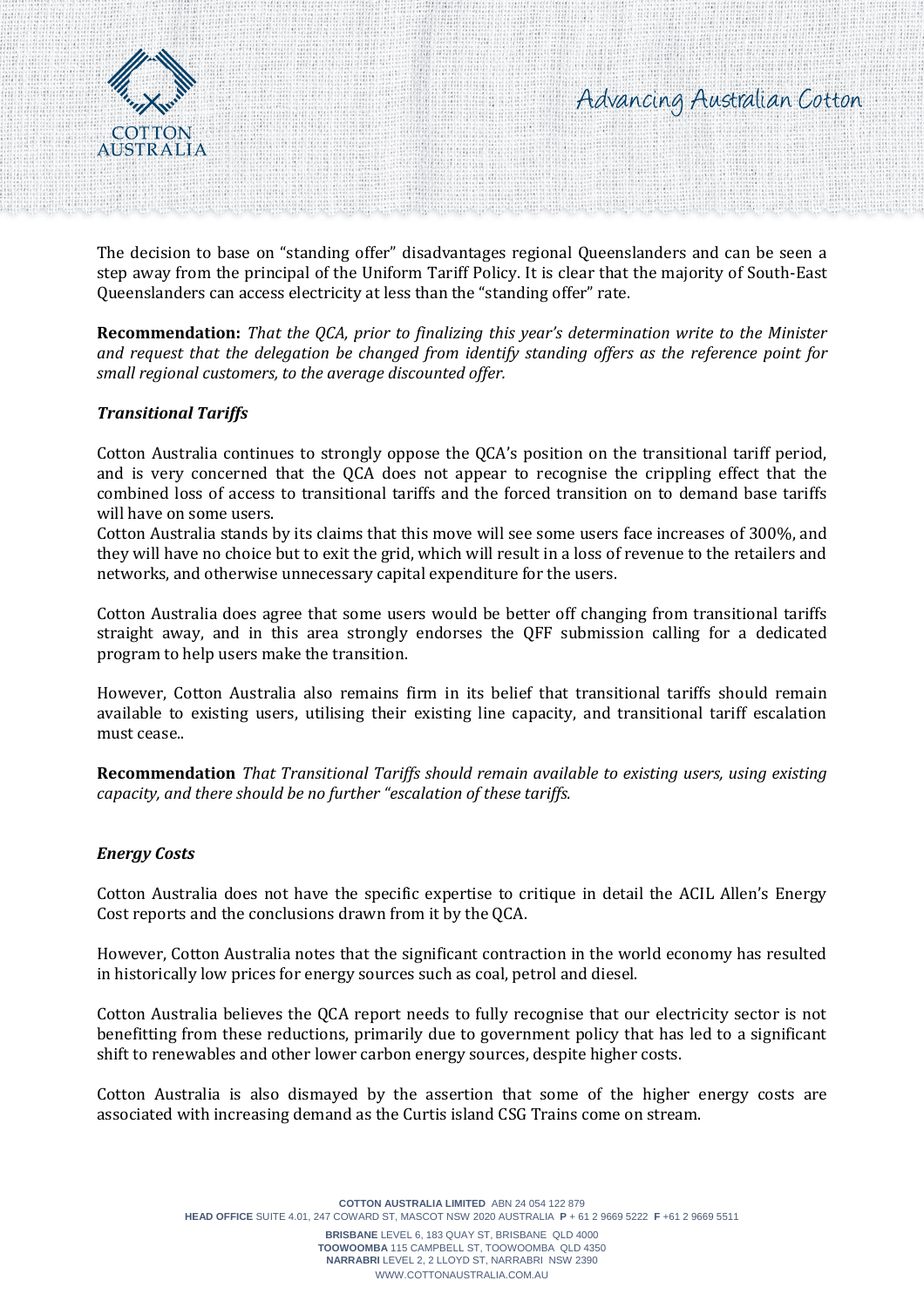The decision to base on "standing offer" disadvantages regional Queenslanders and can be seen a step away from the principal of the Uniform Tariff Policy. It is clear that the majority of South-East Queenslanders can access electricity at less than the "standing offer" rate.

**Recommendation:** *That the QCA, prior to finalizing this year's determination write to the Minister and request that the delegation be changed from identify standing offers as the reference point for small regional customers, to the average discounted offer.*

### *Transitional Tariffs*

Cotton Australia continues to strongly oppose the QCA's position on the transitional tariff period, and is very concerned that the QCA does not appear to recognise the crippling effect that the combined loss of access to transitional tariffs and the forced transition on to demand base tariffs will have on some users.

Cotton Australia stands by its claims that this move will see some users face increases of 300%, and they will have no choice but to exit the grid, which will result in a loss of revenue to the retailers and networks, and otherwise unnecessary capital expenditure for the users.

Cotton Australia does agree that some users would be better off changing from transitional tariffs straight away, and in this area strongly endorses the QFF submission calling for a dedicated program to help users make the transition.

However, Cotton Australia also remains firm in its belief that transitional tariffs should remain available to existing users, utilising their existing line capacity, and transitional tariff escalation must cease..

**Recommendation** *That Transitional Tariffs should remain available to existing users, using existing capacity, and there should be no further "escalation of these tariffs.*

### *Energy Costs*

Cotton Australia does not have the specific expertise to critique in detail the ACIL Allen's Energy Cost reports and the conclusions drawn from it by the QCA.

However, Cotton Australia notes that the significant contraction in the world economy has resulted in historically low prices for energy sources such as coal, petrol and diesel.

Cotton Australia believes the QCA report needs to fully recognise that our electricity sector is not benefitting from these reductions, primarily due to government policy that has led to a significant shift to renewables and other lower carbon energy sources, despite higher costs.

Cotton Australia is also dismayed by the assertion that some of the higher energy costs are associated with increasing demand as the Curtis island CSG Trains come on stream.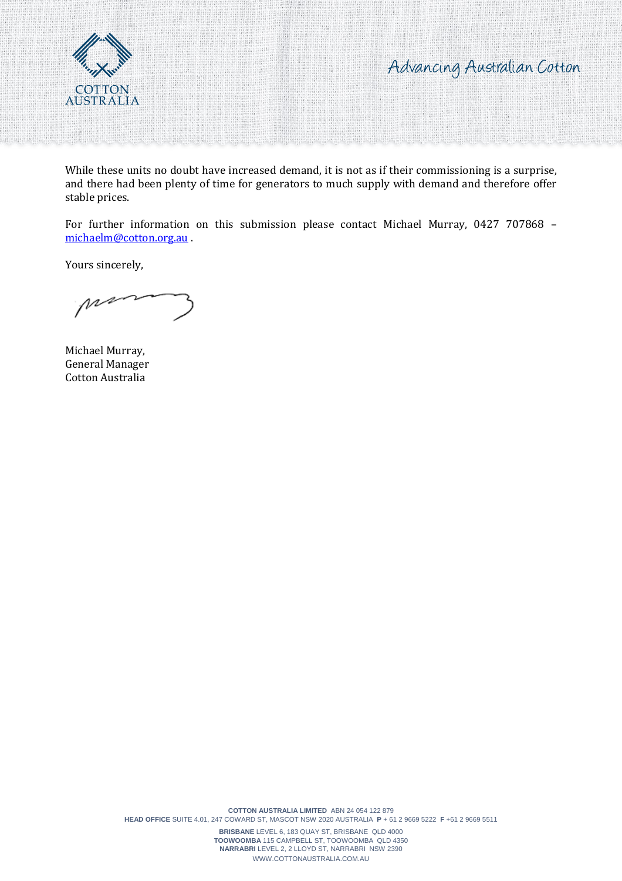While these units no doubt have increased demand, it is not as if their commissioning is a surprise, and there had been plenty of time for generators to much supply with demand and therefore offer stable prices.

For further information on this submission please contact Michael Murray, 0427 707868 – michaelm@cotton.org.au .

Yours sincerely,

Michael Murray,
General Manager
Cotton Australia